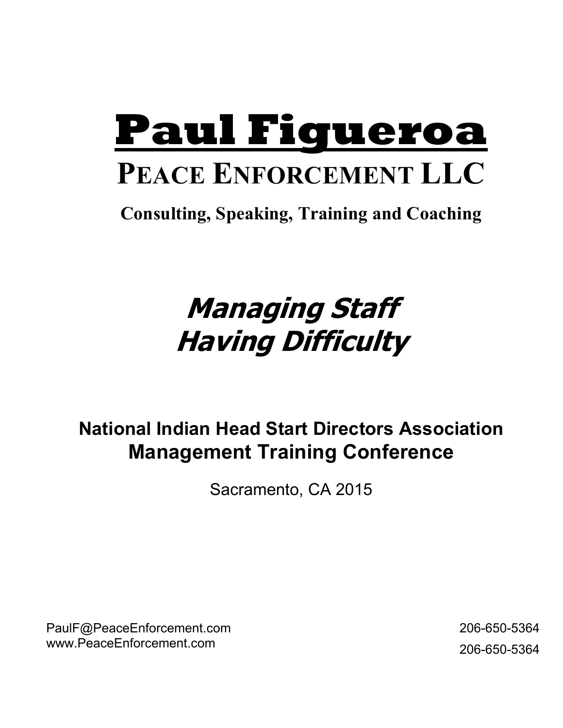# **Paul Figueroa**

## PEACE ENFORCEMENT LLC

**Consulting, Speaking, Training and Coaching**

## ***Managing Staff Having Difficulty***

**National Indian Head Start Directors Association Management Training Conference**

Sacramento, CA 2015

PaulF@PeaceEnforcement.com
www.PeaceEnforcement.com

206-650-5364
206-650-5364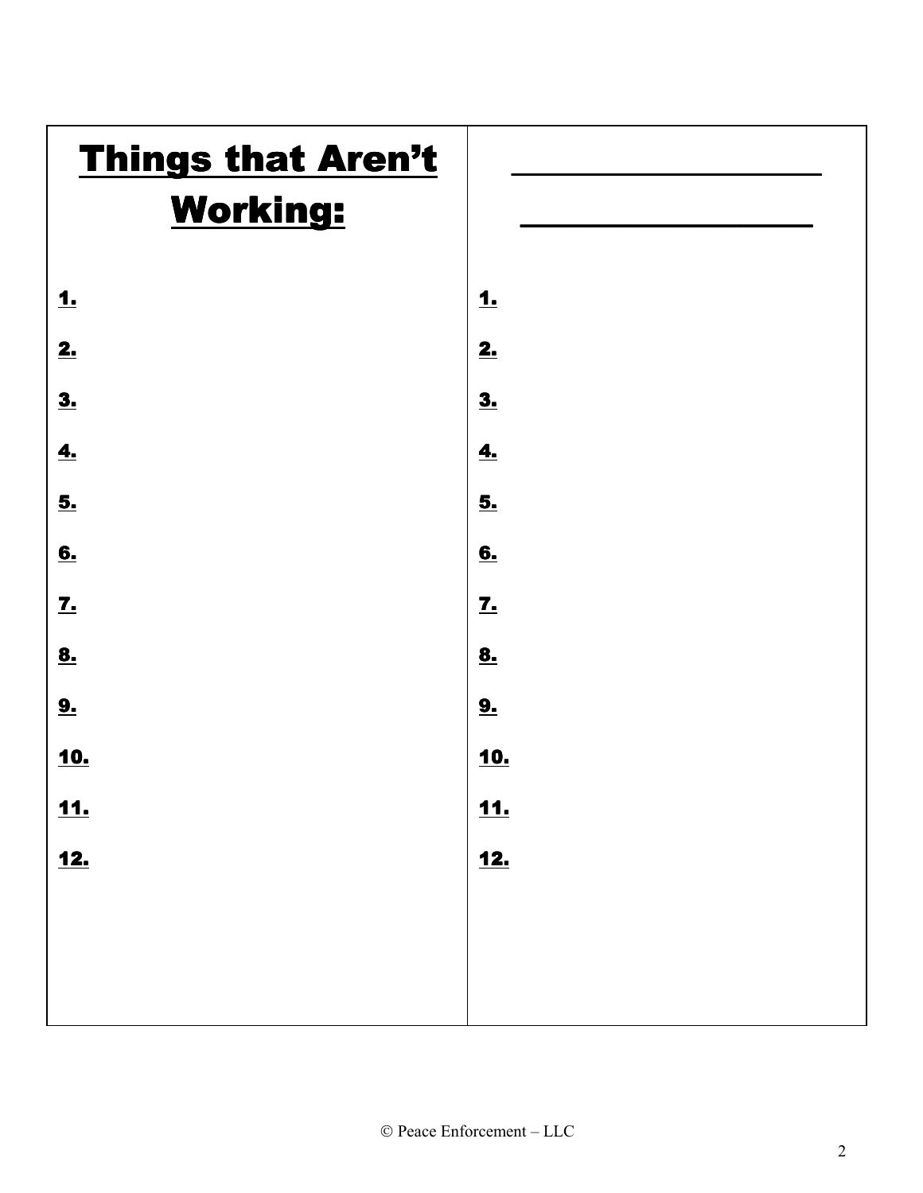| Things that Aren't Working: | ________________ ________________ |
| --- | --- |
| 1. | 1. |
| 2. | 2. |
| 3. | 3. |
| 4. | 4. |
| 5. | 5. |
| 6. | 6. |
| 7. | 7. |
| 8. | 8. |
| 9. | 9. |
| 10. | 10. |
| 11. | 11. |
| 12. | 12. |

© Peace Enforcement – LLC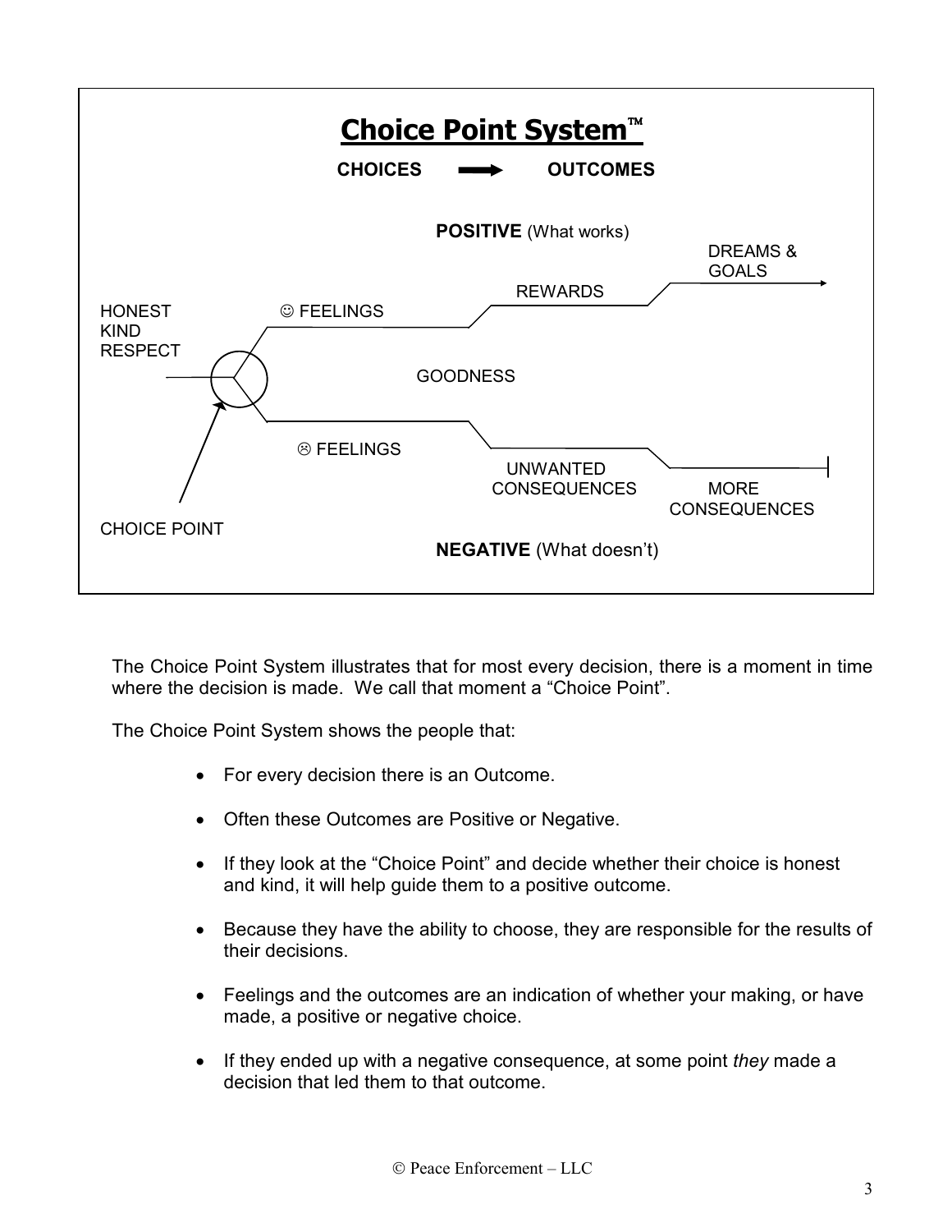## Choice Point System™

**CHOICES** ➡ **OUTCOMES**

**POSITIVE** (What works)

HONEST
KIND
RESPECT

☺ FEELINGS

REWARDS

DREAMS & GOALS

GOODNESS

☹ FEELINGS

UNWANTED CONSEQUENCES

MORE CONSEQUENCES

CHOICE POINT

**NEGATIVE** (What doesn't)

The Choice Point System illustrates that for most every decision, there is a moment in time where the decision is made. We call that moment a "Choice Point".

The Choice Point System shows the people that:

- For every decision there is an Outcome.
- Often these Outcomes are Positive or Negative.
- If they look at the "Choice Point" and decide whether their choice is honest and kind, it will help guide them to a positive outcome.
- Because they have the ability to choose, they are responsible for the results of their decisions.
- Feelings and the outcomes are an indication of whether your making, or have made, a positive or negative choice.
- If they ended up with a negative consequence, at some point *they* made a decision that led them to that outcome.

© Peace Enforcement – LLC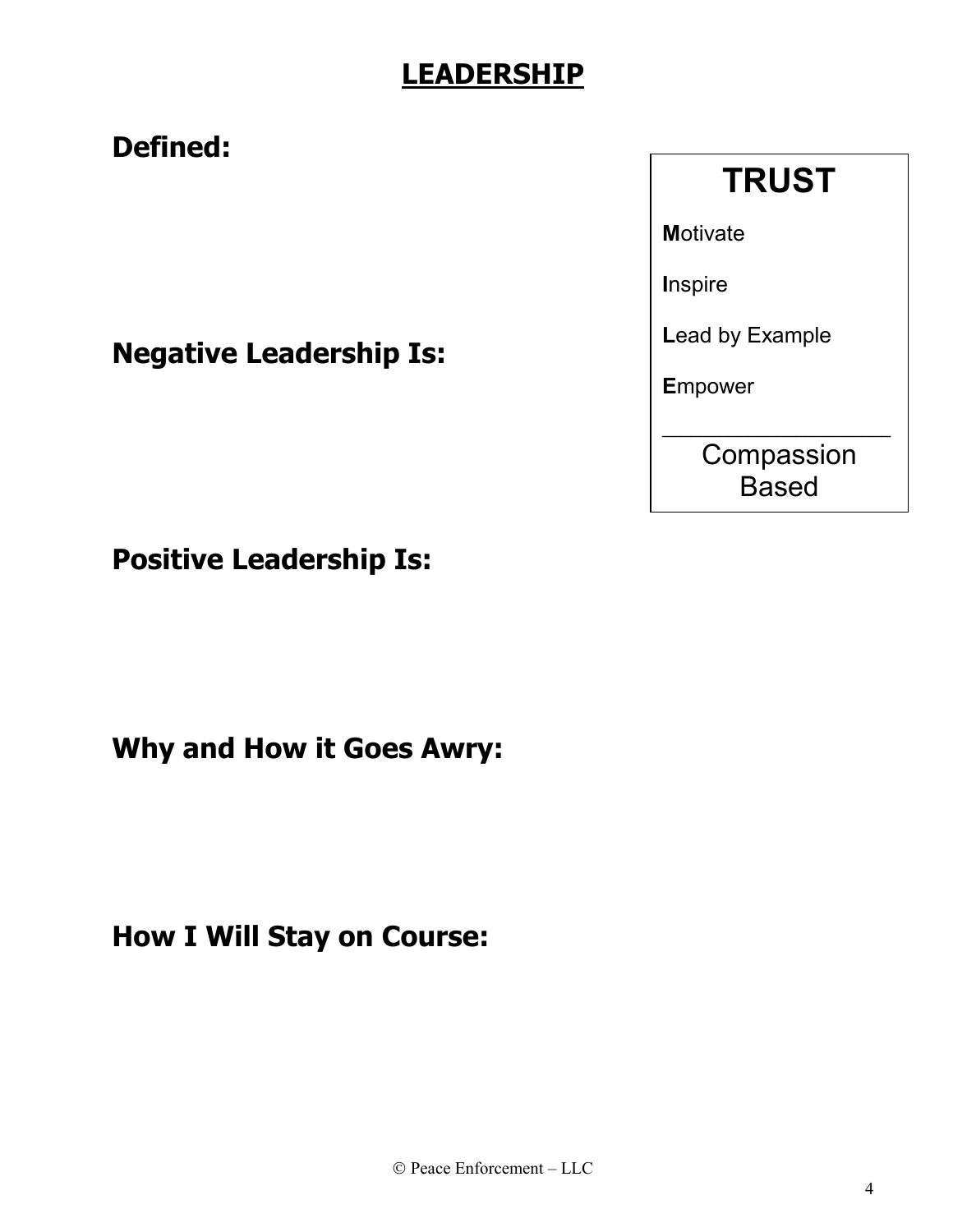# LEADERSHIP

**Defined:**

**Negative Leadership Is:**

**Positive Leadership Is:**

**Why and How it Goes Awry:**

**How I Will Stay on Course:**

## TRUST

**M**otivate

**I**nspire

**L**ead by Example

**E**mpower

---

Compassion Based

© Peace Enforcement – LLC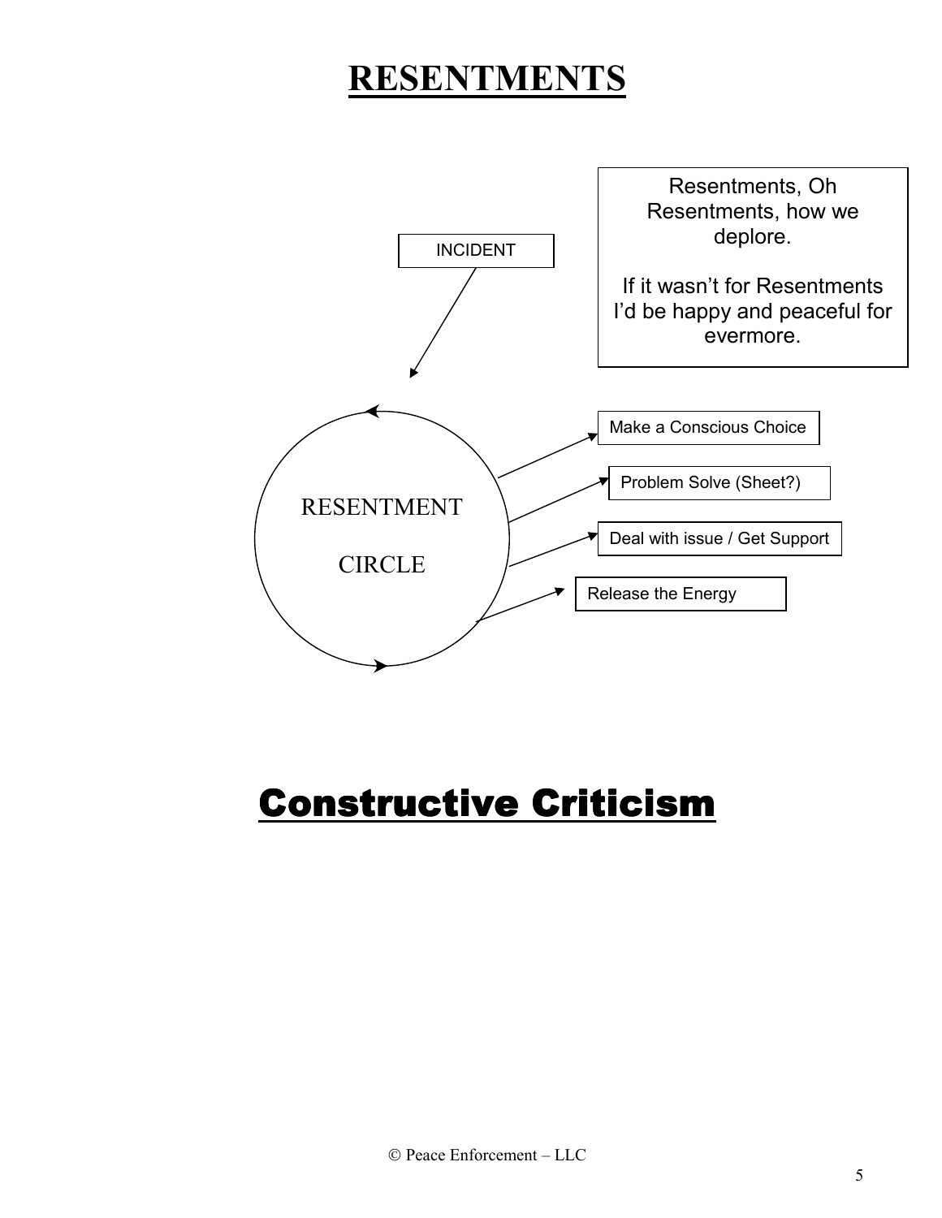# RESENTMENTS

INCIDENT

Resentments, Oh Resentments, how we deplore.

If it wasn't for Resentments I'd be happy and peaceful for evermore.

RESENTMENT CIRCLE

- Make a Conscious Choice
- Problem Solve (Sheet?)
- Deal with issue / Get Support
- Release the Energy

# Constructive Criticism

© Peace Enforcement – LLC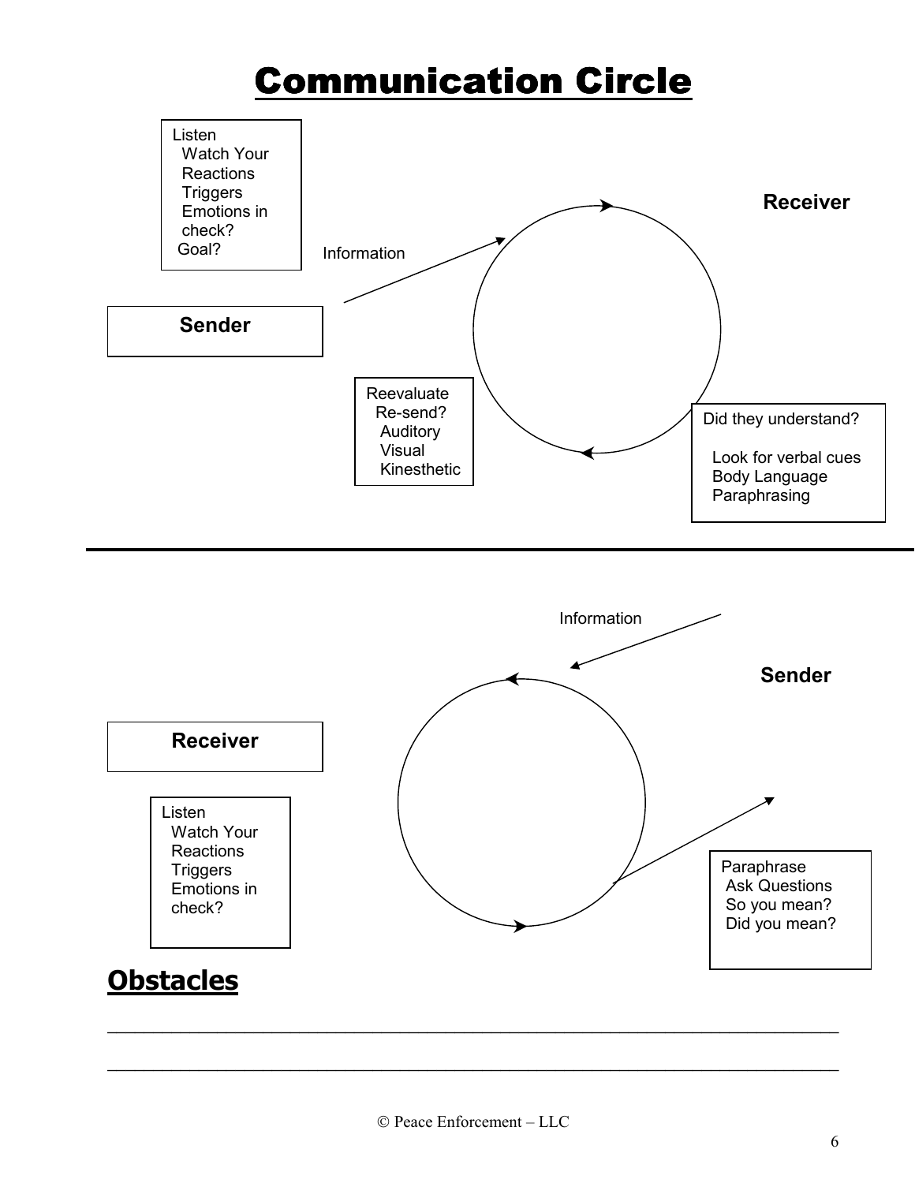# Communication Circle

Listen
- Watch Your Reactions
- Triggers
- Emotions in check?
- Goal?

Information

**Receiver**

**Sender**

Reevaluate
- Re-send?
  - Auditory
  - Visual
  - Kinesthetic

Did they understand?
- Look for verbal cues
- Body Language
- Paraphrasing

---

Information

**Sender**

**Receiver**

Listen
- Watch Your Reactions
- Triggers
- Emotions in check?

Paraphrase
- Ask Questions
- So you mean?
- Did you mean?

## Obstacles

\_\_\_\_\_\_\_\_\_\_\_\_\_\_\_\_\_\_\_\_\_\_\_\_\_\_\_\_\_\_\_\_\_\_\_\_\_\_\_\_\_\_\_\_\_\_\_\_\_\_\_\_\_\_\_\_\_\_\_\_\_\_\_\_\_\_\_\_\_\_\_\_

\_\_\_\_\_\_\_\_\_\_\_\_\_\_\_\_\_\_\_\_\_\_\_\_\_\_\_\_\_\_\_\_\_\_\_\_\_\_\_\_\_\_\_\_\_\_\_\_\_\_\_\_\_\_\_\_\_\_\_\_\_\_\_\_\_\_\_\_\_\_\_\_

© Peace Enforcement – LLC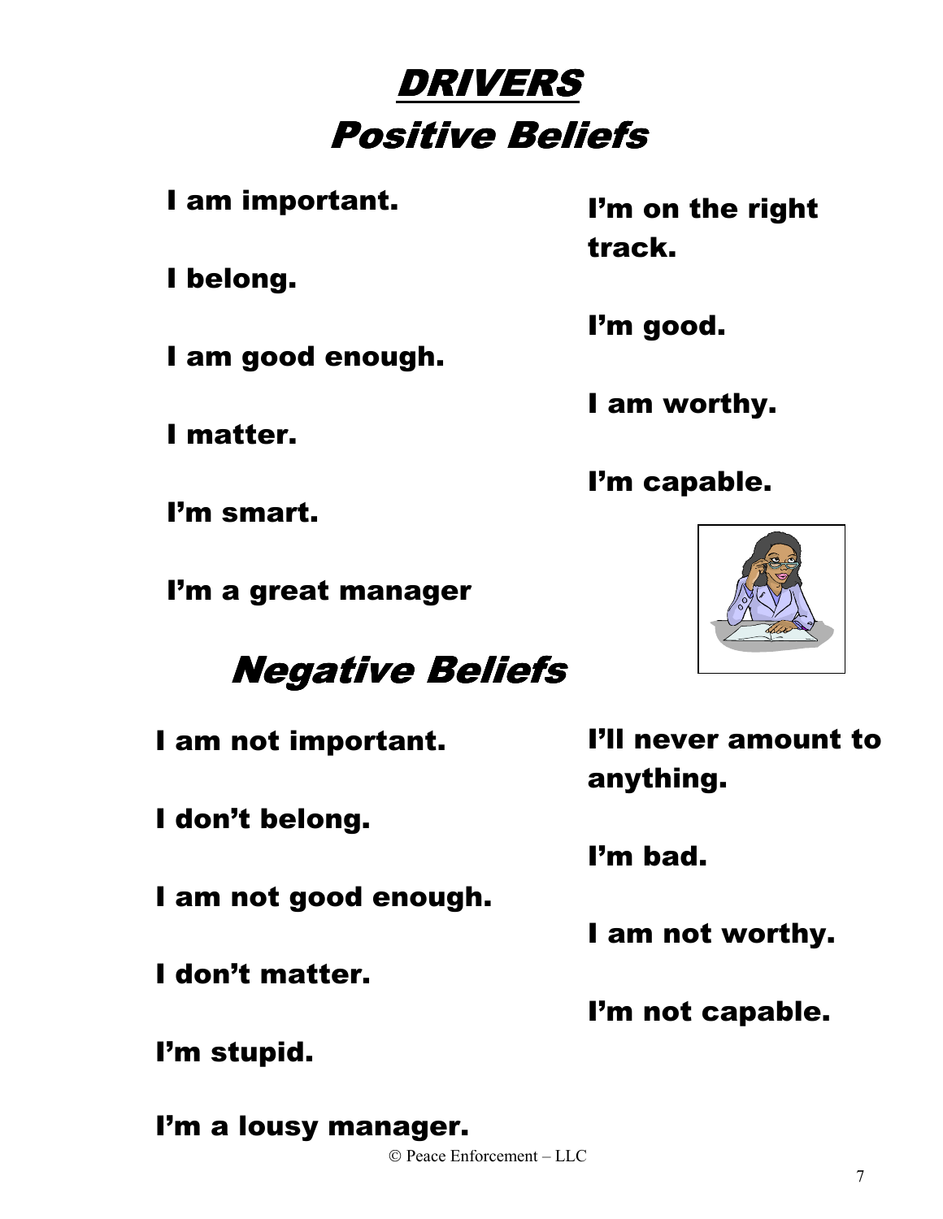# DRIVERS

## Positive Beliefs

I am important.

I belong.

I am good enough.

I matter.

I'm smart.

I'm a great manager

I'm on the right track.

I'm good.

I am worthy.

I'm capable.

## Negative Beliefs

I am not important.

I don't belong.

I am not good enough.

I don't matter.

I'm stupid.

I'm a lousy manager.

I'll never amount to anything.

I'm bad.

I am not worthy.

I'm not capable.

© Peace Enforcement – LLC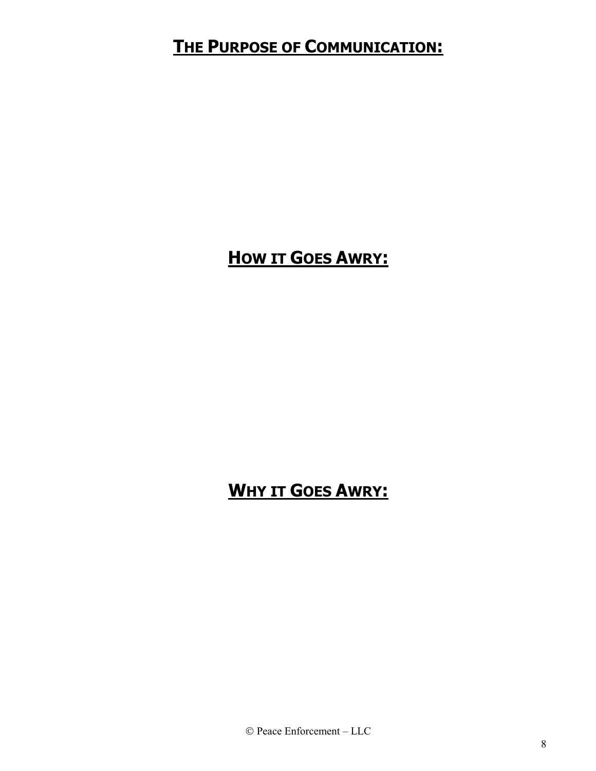## **THE PURPOSE OF COMMUNICATION:**

## **HOW IT GOES AWRY:**

## **WHY IT GOES AWRY:**

© Peace Enforcement – LLC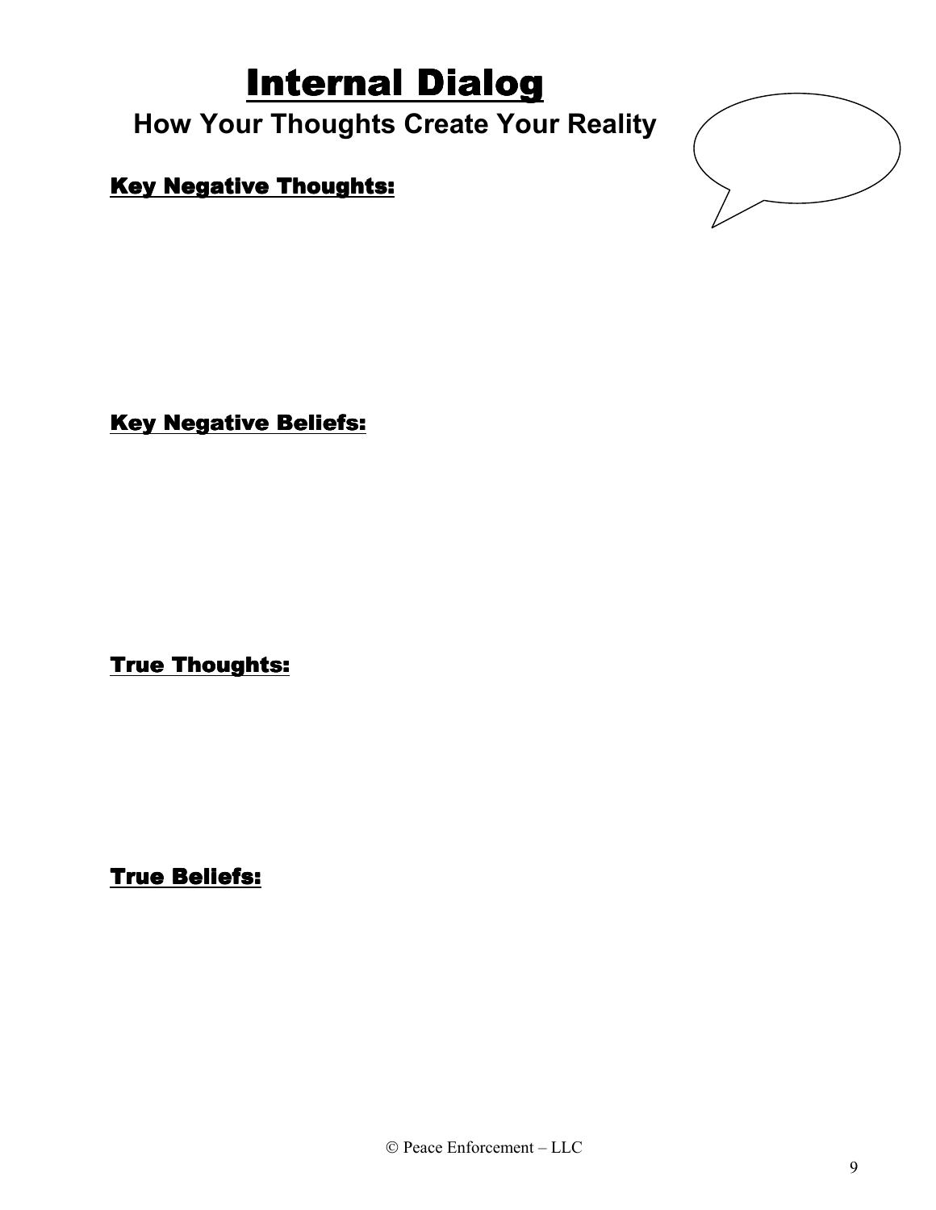# Internal Dialog

## How Your Thoughts Create Your Reality

### Key Negative Thoughts:

### Key Negative Beliefs:

### True Thoughts:

### True Beliefs:

© Peace Enforcement – LLC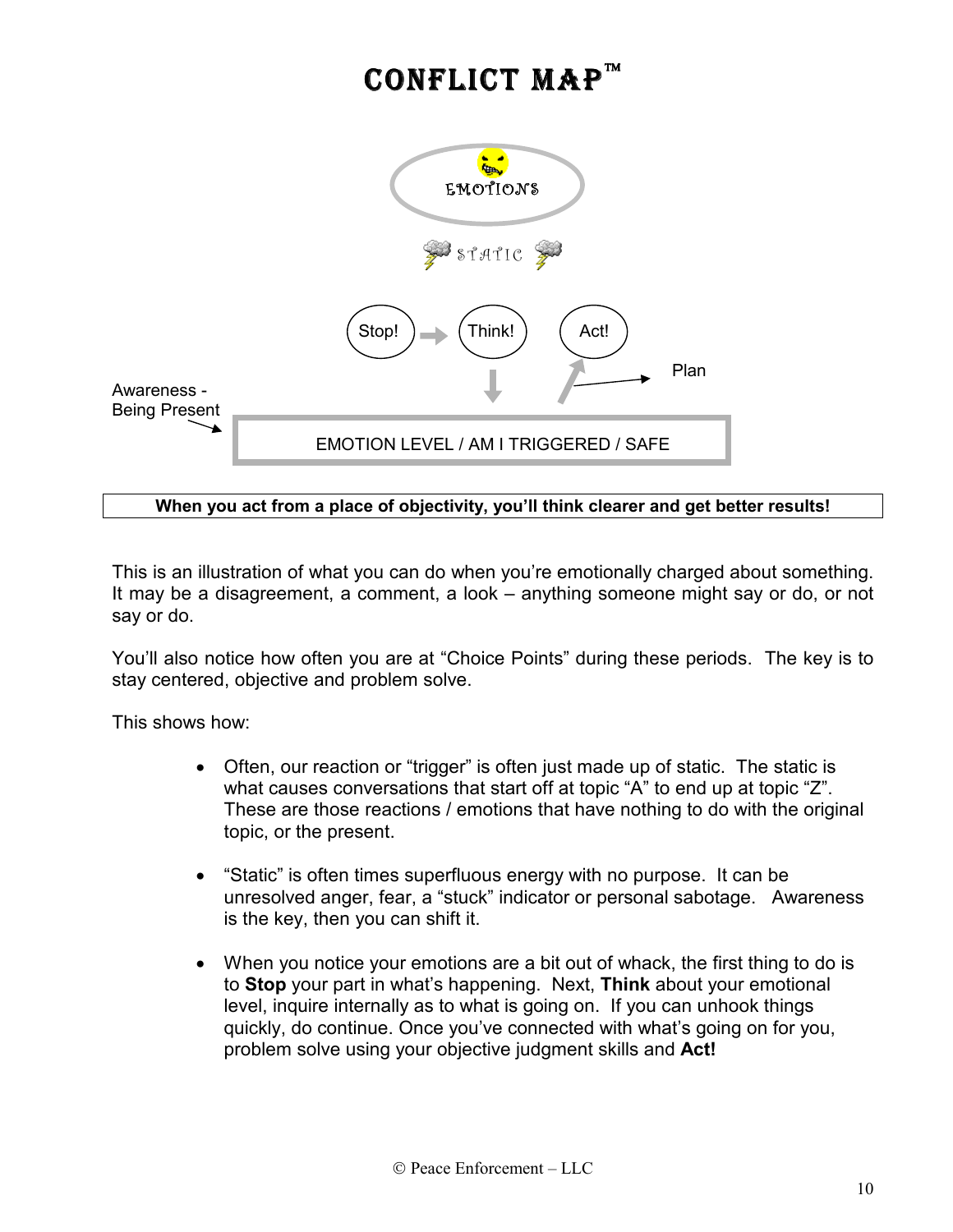# CONFLICT MAP™

EMOTIONS

STATIC

Stop! → Think! Act!

Plan

Awareness - Being Present

EMOTION LEVEL / AM I TRIGGERED / SAFE

**When you act from a place of objectivity, you'll think clearer and get better results!**

This is an illustration of what you can do when you're emotionally charged about something. It may be a disagreement, a comment, a look – anything someone might say or do, or not say or do.

You'll also notice how often you are at "Choice Points" during these periods. The key is to stay centered, objective and problem solve.

This shows how:

- Often, our reaction or "trigger" is often just made up of static. The static is what causes conversations that start off at topic "A" to end up at topic "Z". These are those reactions / emotions that have nothing to do with the original topic, or the present.
- "Static" is often times superfluous energy with no purpose. It can be unresolved anger, fear, a "stuck" indicator or personal sabotage. Awareness is the key, then you can shift it.
- When you notice your emotions are a bit out of whack, the first thing to do is to **Stop** your part in what's happening. Next, **Think** about your emotional level, inquire internally as to what is going on. If you can unhook things quickly, do continue. Once you've connected with what's going on for you, problem solve using your objective judgment skills and **Act!**

© Peace Enforcement – LLC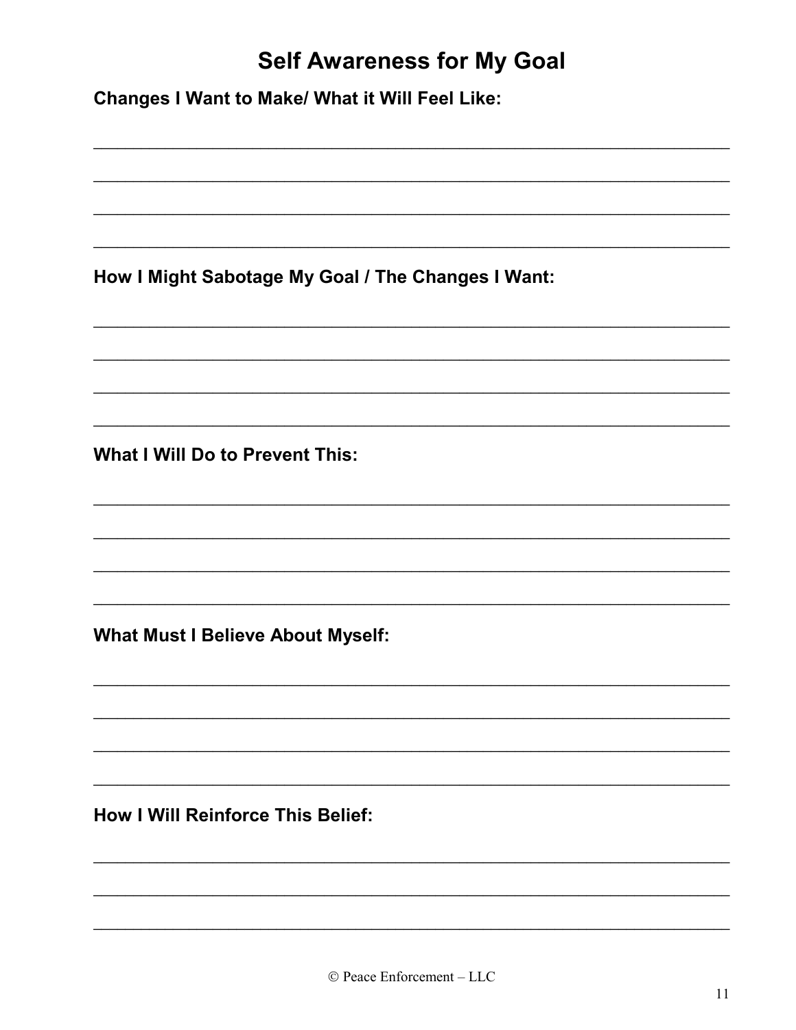# Self Awareness for My Goal

**Changes I Want to Make/ What it Will Feel Like:**

_______________________________________________________________________________

_______________________________________________________________________________

_______________________________________________________________________________

_______________________________________________________________________________

**How I Might Sabotage My Goal / The Changes I Want:**

_______________________________________________________________________________

_______________________________________________________________________________

_______________________________________________________________________________

_______________________________________________________________________________

**What I Will Do to Prevent This:**

_______________________________________________________________________________

_______________________________________________________________________________

_______________________________________________________________________________

_______________________________________________________________________________

**What Must I Believe About Myself:**

_______________________________________________________________________________

_______________________________________________________________________________

_______________________________________________________________________________

_______________________________________________________________________________

**How I Will Reinforce This Belief:**

_______________________________________________________________________________

_______________________________________________________________________________

_______________________________________________________________________________

© Peace Enforcement – LLC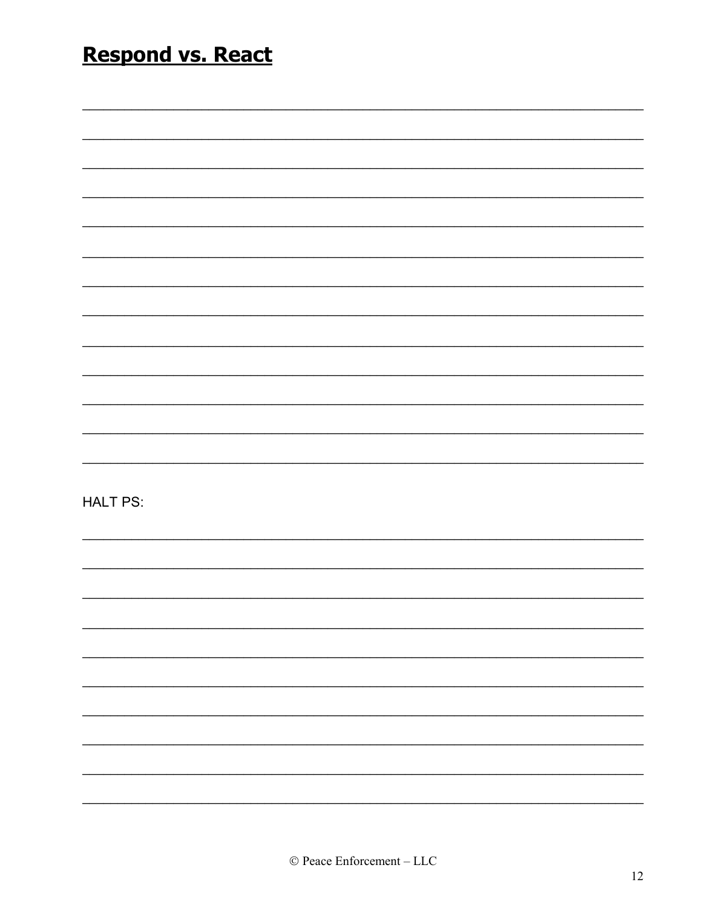# **Respond vs. React**

HALT PS: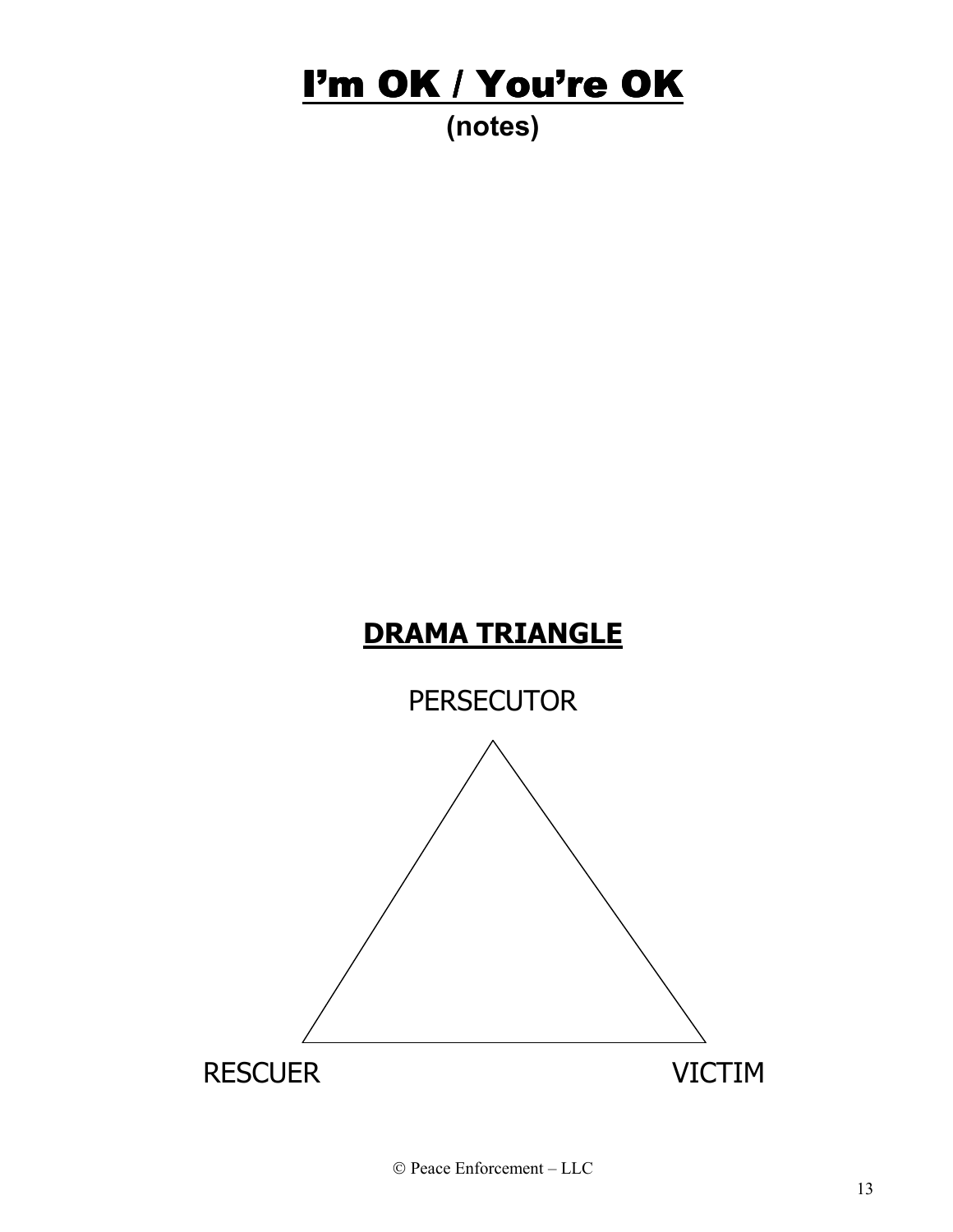# I'm OK / You're OK

**(notes)**

## DRAMA TRIANGLE

PERSECUTOR

RESCUER

VICTIM

© Peace Enforcement – LLC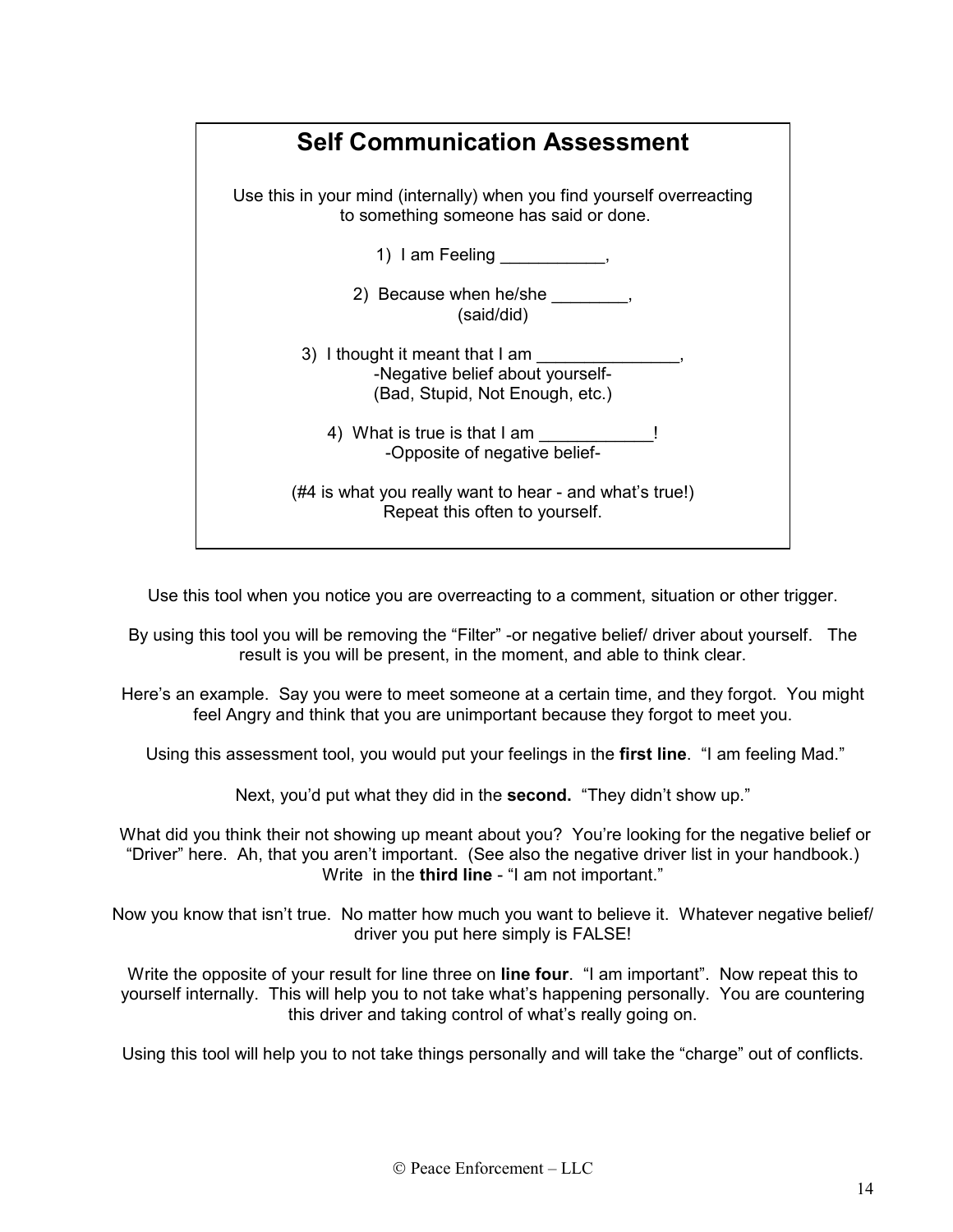## Self Communication Assessment

Use this in your mind (internally) when you find yourself overreacting to something someone has said or done.

1) I am Feeling ___________,

2) Because when he/she ________,
(said/did)

3) I thought it meant that I am _______________,
-Negative belief about yourself-
(Bad, Stupid, Not Enough, etc.)

4) What is true is that I am ____________!
-Opposite of negative belief-

(#4 is what you really want to hear - and what's true!)
Repeat this often to yourself.

---

Use this tool when you notice you are overreacting to a comment, situation or other trigger.

By using this tool you will be removing the "Filter" -or negative belief/ driver about yourself. The result is you will be present, in the moment, and able to think clear.

Here's an example. Say you were to meet someone at a certain time, and they forgot. You might feel Angry and think that you are unimportant because they forgot to meet you.

Using this assessment tool, you would put your feelings in the **first line**. "I am feeling Mad."

Next, you'd put what they did in the **second.** "They didn't show up."

What did you think their not showing up meant about you? You're looking for the negative belief or "Driver" here. Ah, that you aren't important. (See also the negative driver list in your handbook.) Write in the **third line** - "I am not important."

Now you know that isn't true. No matter how much you want to believe it. Whatever negative belief/ driver you put here simply is FALSE!

Write the opposite of your result for line three on **line four**. "I am important". Now repeat this to yourself internally. This will help you to not take what's happening personally. You are countering this driver and taking control of what's really going on.

Using this tool will help you to not take things personally and will take the "charge" out of conflicts.

© Peace Enforcement – LLC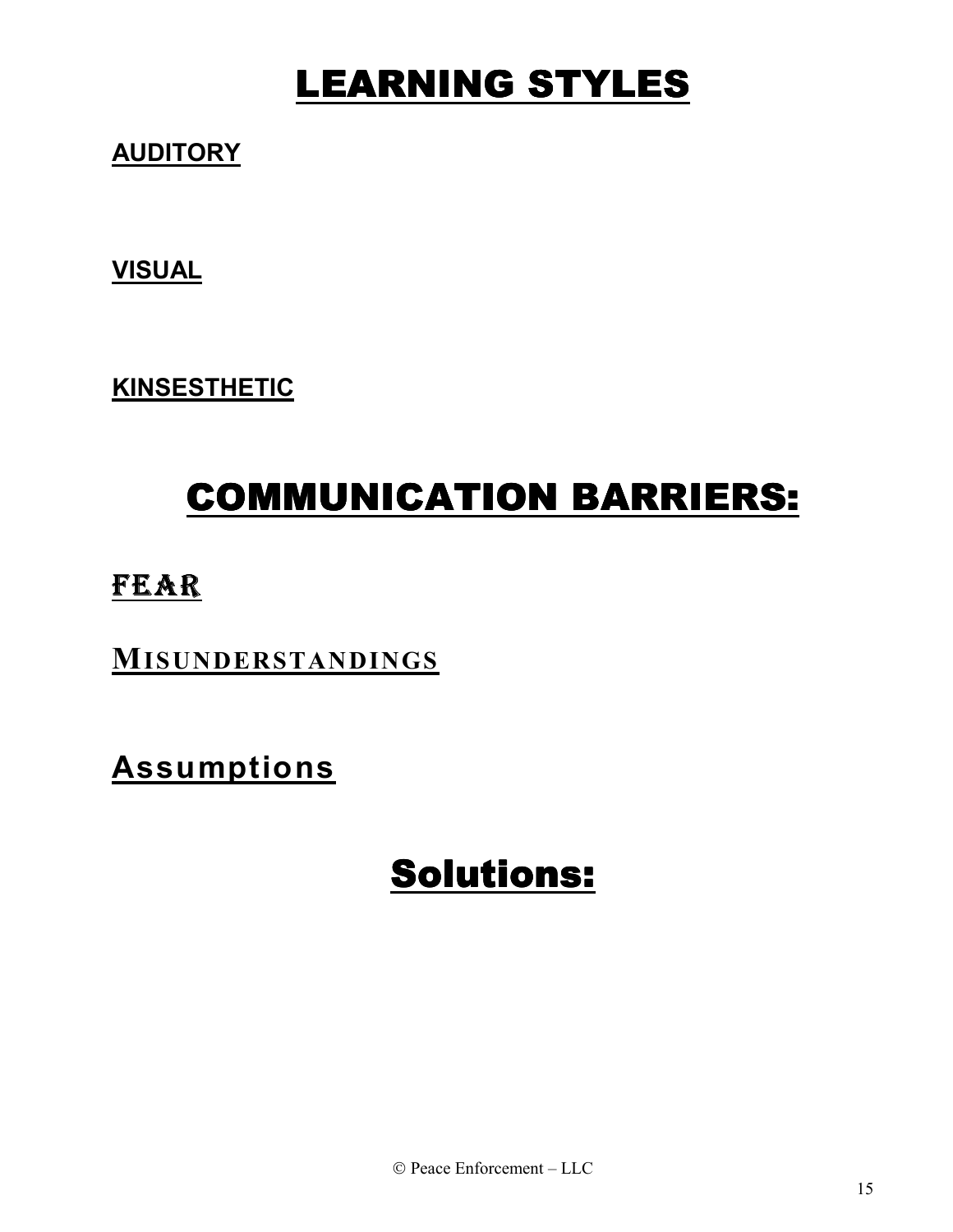# LEARNING STYLES

**AUDITORY**

**VISUAL**

**KINSESTHETIC**

# COMMUNICATION BARRIERS:

**FEAR**

**MISUNDERSTANDINGS**

**Assumptions**

# Solutions:

© Peace Enforcement – LLC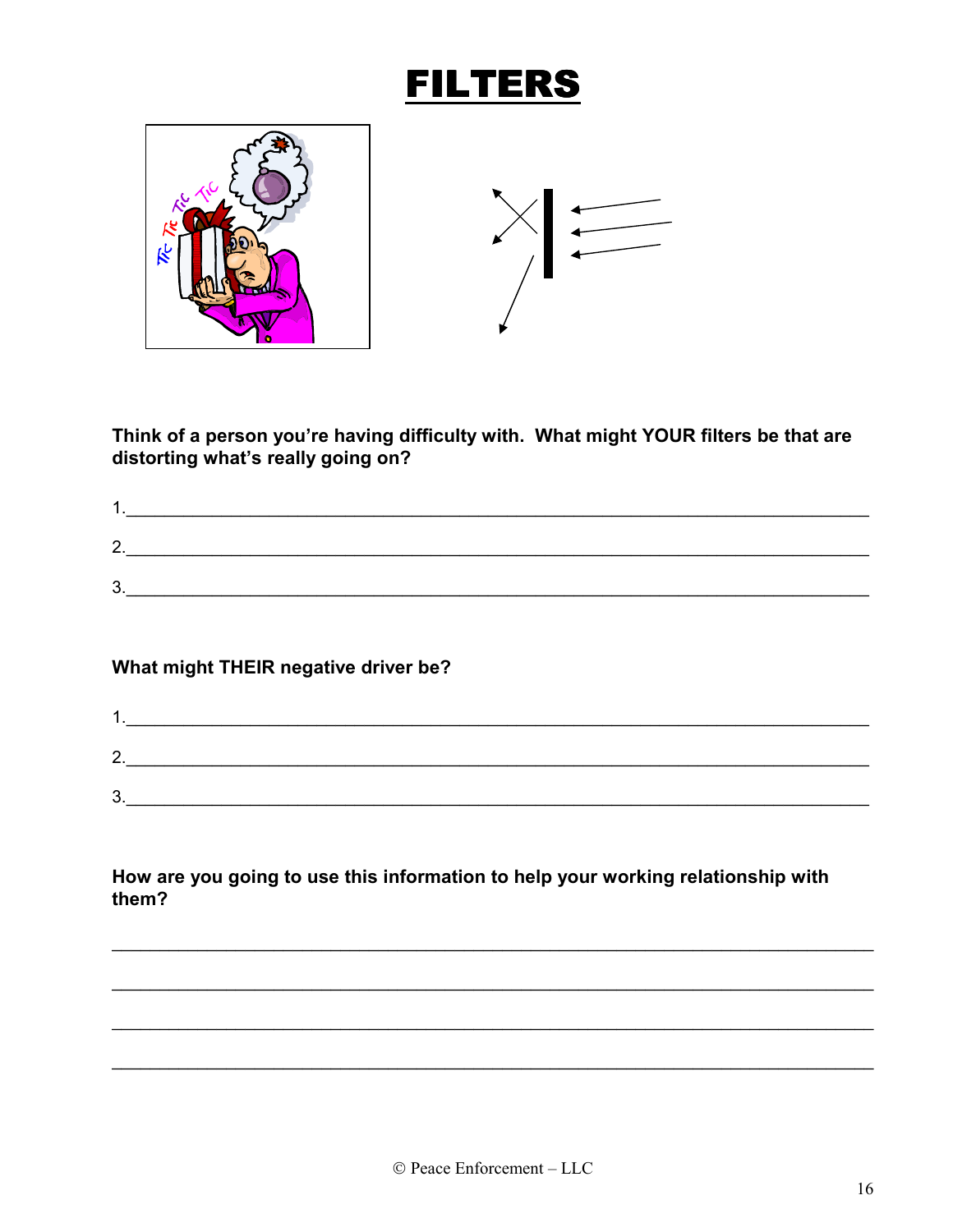# FILTERS

**Think of a person you're having difficulty with. What might YOUR filters be that are distorting what's really going on?**

1.______________________________________________________________________

2.______________________________________________________________________

3.______________________________________________________________________

**What might THEIR negative driver be?**

1.______________________________________________________________________

2.______________________________________________________________________

3.______________________________________________________________________

**How are you going to use this information to help your working relationship with them?**

________________________________________________________________________

________________________________________________________________________

________________________________________________________________________

________________________________________________________________________

© Peace Enforcement – LLC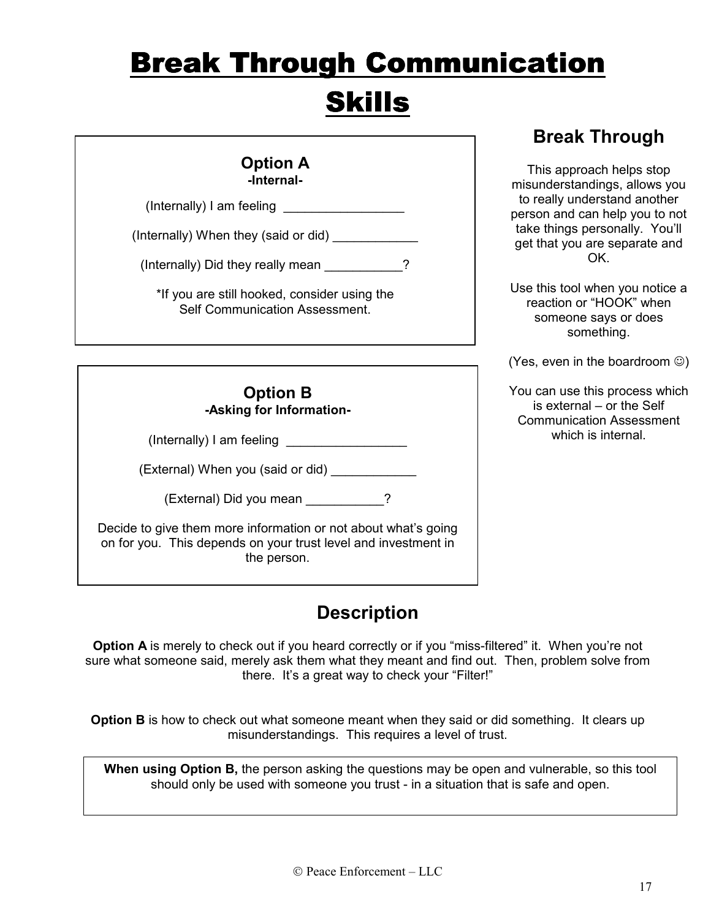# Break Through Communication Skills

### Option A
**-Internal-**

(Internally) I am feeling _________________

(Internally) When they (said or did) ____________

(Internally) Did they really mean ___________?

*If you are still hooked, consider using the Self Communication Assessment.

### Option B
**-Asking for Information-**

(Internally) I am feeling _________________

(External) When you (said or did) ____________

(External) Did you mean ___________?

Decide to give them more information or not about what's going on for you. This depends on your trust level and investment in the person.

## Break Through

This approach helps stop misunderstandings, allows you to really understand another person and can help you to not take things personally. You'll get that you are separate and OK.

Use this tool when you notice a reaction or "HOOK" when someone says or does something.

(Yes, even in the boardroom ☺)

You can use this process which is external – or the Self Communication Assessment which is internal.

## Description

**Option A** is merely to check out if you heard correctly or if you "miss-filtered" it. When you're not sure what someone said, merely ask them what they meant and find out. Then, problem solve from there. It's a great way to check your "Filter!"

**Option B** is how to check out what someone meant when they said or did something. It clears up misunderstandings. This requires a level of trust.

**When using Option B,** the person asking the questions may be open and vulnerable, so this tool should only be used with someone you trust - in a situation that is safe and open.

© Peace Enforcement – LLC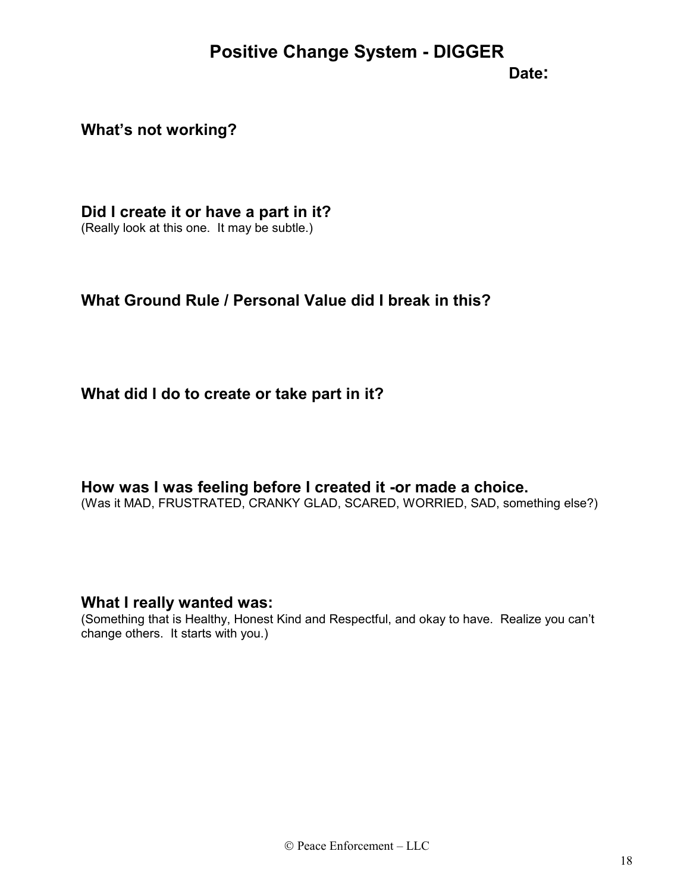# Positive Change System - DIGGER

**Date:**

**What's not working?**

**Did I create it or have a part in it?**
(Really look at this one. It may be subtle.)

**What Ground Rule / Personal Value did I break in this?**

**What did I do to create or take part in it?**

**How was I was feeling before I created it -or made a choice.**
(Was it MAD, FRUSTRATED, CRANKY GLAD, SCARED, WORRIED, SAD, something else?)

**What I really wanted was:**
(Something that is Healthy, Honest Kind and Respectful, and okay to have. Realize you can't change others. It starts with you.)

© Peace Enforcement – LLC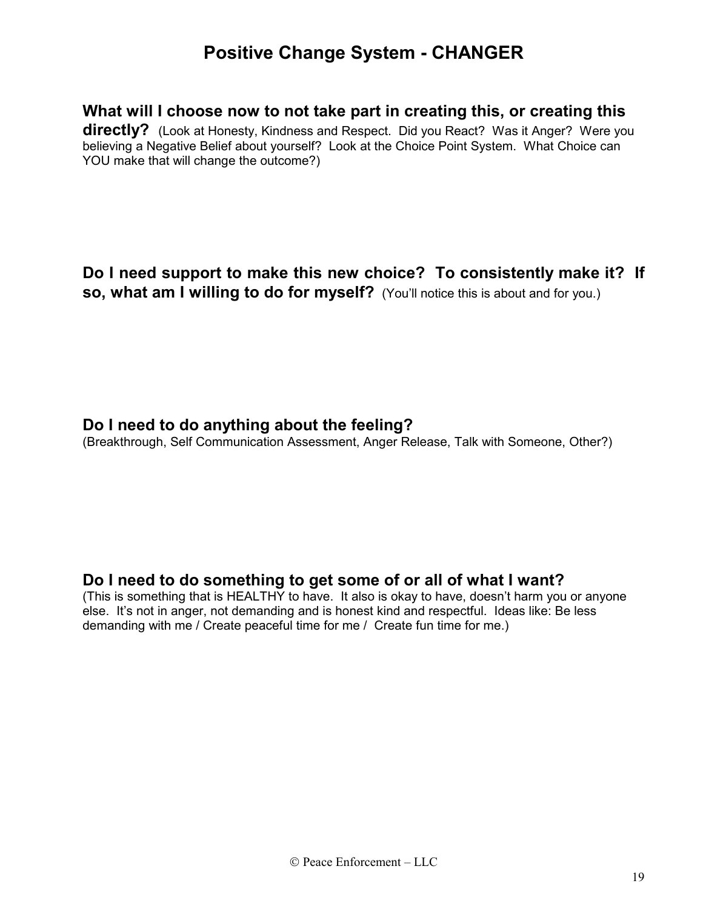# Positive Change System - CHANGER

**What will I choose now to not take part in creating this, or creating this directly?** (Look at Honesty, Kindness and Respect. Did you React? Was it Anger? Were you believing a Negative Belief about yourself? Look at the Choice Point System. What Choice can YOU make that will change the outcome?)

**Do I need support to make this new choice? To consistently make it? If so, what am I willing to do for myself?** (You'll notice this is about and for you.)

**Do I need to do anything about the feeling?**
(Breakthrough, Self Communication Assessment, Anger Release, Talk with Someone, Other?)

**Do I need to do something to get some of or all of what I want?**
(This is something that is HEALTHY to have. It also is okay to have, doesn't harm you or anyone else. It's not in anger, not demanding and is honest kind and respectful. Ideas like: Be less demanding with me / Create peaceful time for me / Create fun time for me.)

© Peace Enforcement – LLC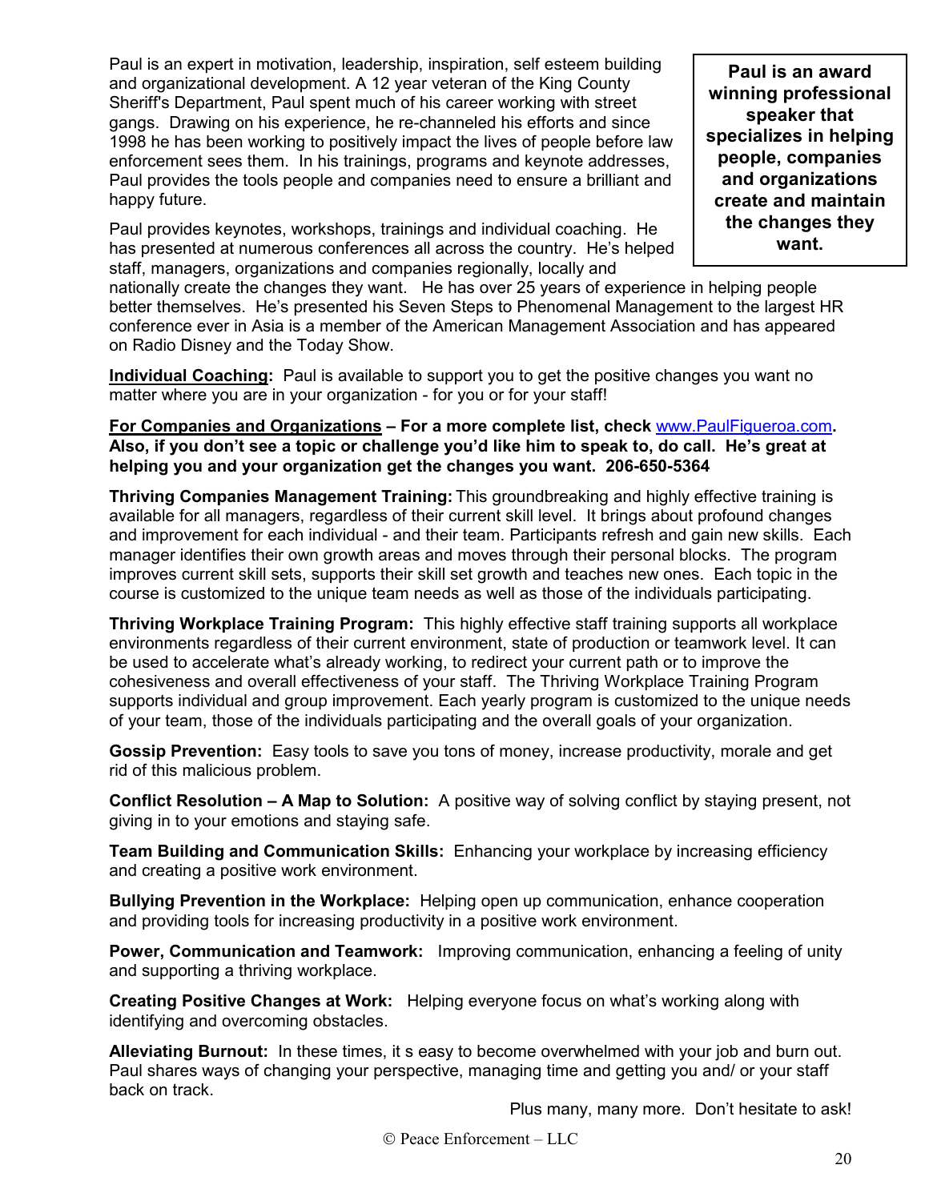**Paul is an award winning professional speaker that specializes in helping people, companies and organizations create and maintain the changes they want.**

Paul is an expert in motivation, leadership, inspiration, self esteem building and organizational development. A 12 year veteran of the King County Sheriff's Department, Paul spent much of his career working with street gangs. Drawing on his experience, he re-channeled his efforts and since 1998 he has been working to positively impact the lives of people before law enforcement sees them. In his trainings, programs and keynote addresses, Paul provides the tools people and companies need to ensure a brilliant and happy future.

Paul provides keynotes, workshops, trainings and individual coaching. He has presented at numerous conferences all across the country. He's helped staff, managers, organizations and companies regionally, locally and nationally create the changes they want. He has over 25 years of experience in helping people better themselves. He's presented his Seven Steps to Phenomenal Management to the largest HR conference ever in Asia is a member of the American Management Association and has appeared on Radio Disney and the Today Show.

**Individual Coaching:** Paul is available to support you to get the positive changes you want no matter where you are in your organization - for you or for your staff!

**For Companies and Organizations – For a more complete list, check www.PaulFigueroa.com. Also, if you don't see a topic or challenge you'd like him to speak to, do call. He's great at helping you and your organization get the changes you want. 206-650-5364**

**Thriving Companies Management Training:** This groundbreaking and highly effective training is available for all managers, regardless of their current skill level. It brings about profound changes and improvement for each individual - and their team. Participants refresh and gain new skills. Each manager identifies their own growth areas and moves through their personal blocks. The program improves current skill sets, supports their skill set growth and teaches new ones. Each topic in the course is customized to the unique team needs as well as those of the individuals participating.

**Thriving Workplace Training Program:** This highly effective staff training supports all workplace environments regardless of their current environment, state of production or teamwork level. It can be used to accelerate what's already working, to redirect your current path or to improve the cohesiveness and overall effectiveness of your staff. The Thriving Workplace Training Program supports individual and group improvement. Each yearly program is customized to the unique needs of your team, those of the individuals participating and the overall goals of your organization.

**Gossip Prevention:** Easy tools to save you tons of money, increase productivity, morale and get rid of this malicious problem.

**Conflict Resolution – A Map to Solution:** A positive way of solving conflict by staying present, not giving in to your emotions and staying safe.

**Team Building and Communication Skills:** Enhancing your workplace by increasing efficiency and creating a positive work environment.

**Bullying Prevention in the Workplace:** Helping open up communication, enhance cooperation and providing tools for increasing productivity in a positive work environment.

**Power, Communication and Teamwork:** Improving communication, enhancing a feeling of unity and supporting a thriving workplace.

**Creating Positive Changes at Work:** Helping everyone focus on what's working along with identifying and overcoming obstacles.

**Alleviating Burnout:** In these times, it s easy to become overwhelmed with your job and burn out. Paul shares ways of changing your perspective, managing time and getting you and/ or your staff back on track.

Plus many, many more. Don't hesitate to ask!

© Peace Enforcement – LLC